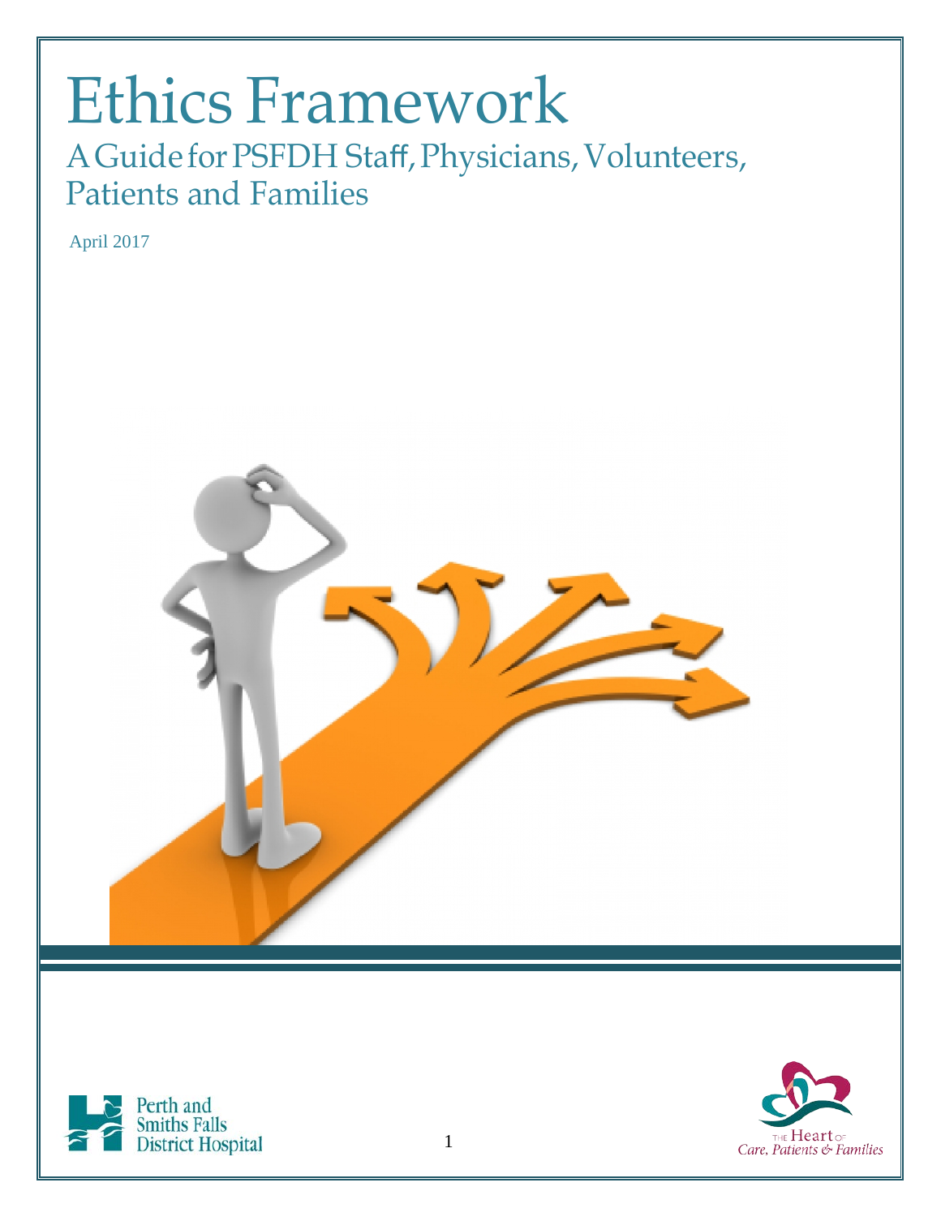# Ethics Framework

## A Guide for PSFDH Staff, Physicians, Volunteers, Patients and Families

April 2017

Perth and Smiths Falls District Hospital

The Heart of Care, Patients & Families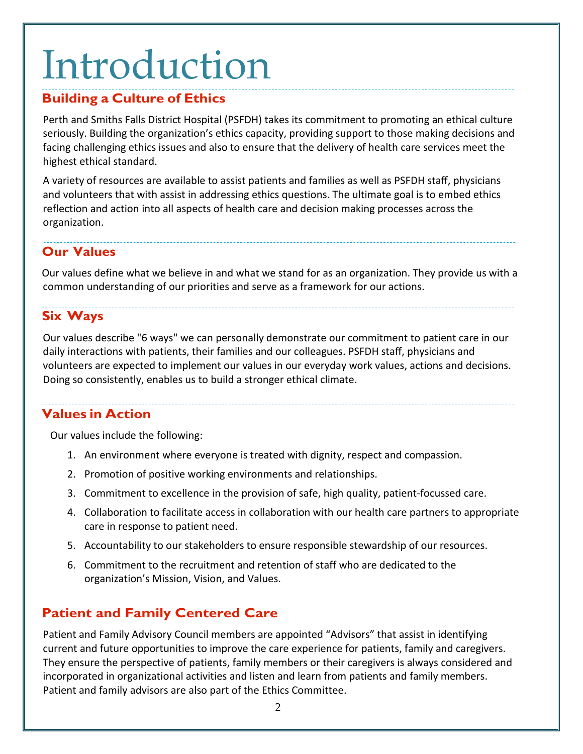# Introduction

## Building a Culture of Ethics

Perth and Smiths Falls District Hospital (PSFDH) takes its commitment to promoting an ethical culture seriously. Building the organization's ethics capacity, providing support to those making decisions and facing challenging ethics issues and also to ensure that the delivery of health care services meet the highest ethical standard.

A variety of resources are available to assist patients and families as well as PSFDH staff, physicians and volunteers that with assist in addressing ethics questions. The ultimate goal is to embed ethics reflection and action into all aspects of health care and decision making processes across the organization.

## Our Values

Our values define what we believe in and what we stand for as an organization. They provide us with a common understanding of our priorities and serve as a framework for our actions.

## Six Ways

Our values describe "6 ways" we can personally demonstrate our commitment to patient care in our daily interactions with patients, their families and our colleagues. PSFDH staff, physicians and volunteers are expected to implement our values in our everyday work values, actions and decisions. Doing so consistently, enables us to build a stronger ethical climate.

## Values in Action

Our values include the following:

1. An environment where everyone is treated with dignity, respect and compassion.
2. Promotion of positive working environments and relationships.
3. Commitment to excellence in the provision of safe, high quality, patient-focussed care.
4. Collaboration to facilitate access in collaboration with our health care partners to appropriate care in response to patient need.
5. Accountability to our stakeholders to ensure responsible stewardship of our resources.
6. Commitment to the recruitment and retention of staff who are dedicated to the organization's Mission, Vision, and Values.

## Patient and Family Centered Care

Patient and Family Advisory Council members are appointed "Advisors" that assist in identifying current and future opportunities to improve the care experience for patients, family and caregivers. They ensure the perspective of patients, family members or their caregivers is always considered and incorporated in organizational activities and listen and learn from patients and family members. Patient and family advisors are also part of the Ethics Committee.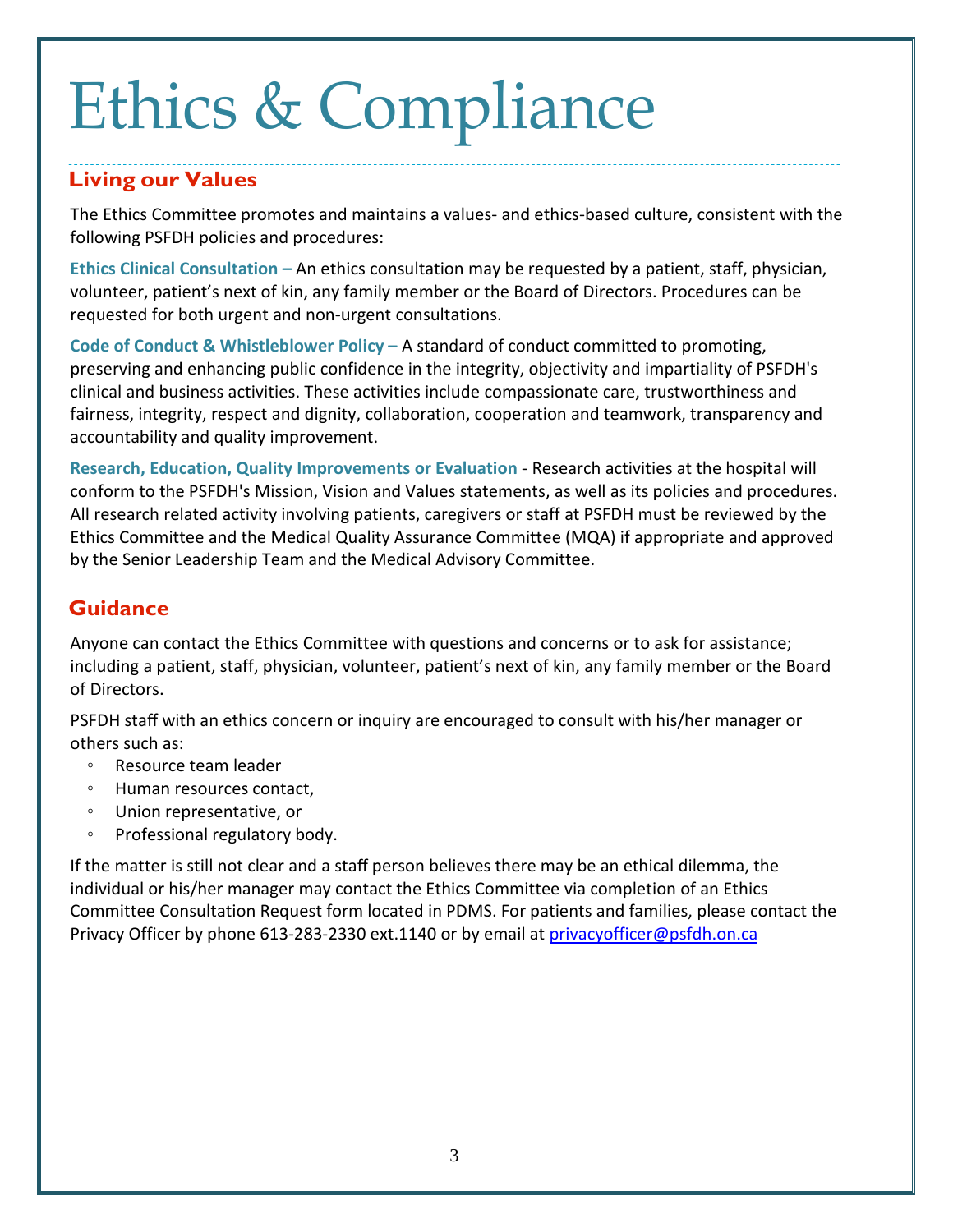# Ethics & Compliance

## Living our Values

The Ethics Committee promotes and maintains a values- and ethics-based culture, consistent with the following PSFDH policies and procedures:

**Ethics Clinical Consultation –** An ethics consultation may be requested by a patient, staff, physician, volunteer, patient's next of kin, any family member or the Board of Directors. Procedures can be requested for both urgent and non-urgent consultations.

**Code of Conduct & Whistleblower Policy –** A standard of conduct committed to promoting, preserving and enhancing public confidence in the integrity, objectivity and impartiality of PSFDH's clinical and business activities. These activities include compassionate care, trustworthiness and fairness, integrity, respect and dignity, collaboration, cooperation and teamwork, transparency and accountability and quality improvement.

**Research, Education, Quality Improvements or Evaluation** - Research activities at the hospital will conform to the PSFDH's Mission, Vision and Values statements, as well as its policies and procedures. All research related activity involving patients, caregivers or staff at PSFDH must be reviewed by the Ethics Committee and the Medical Quality Assurance Committee (MQA) if appropriate and approved by the Senior Leadership Team and the Medical Advisory Committee.

## Guidance

Anyone can contact the Ethics Committee with questions and concerns or to ask for assistance; including a patient, staff, physician, volunteer, patient's next of kin, any family member or the Board of Directors.

PSFDH staff with an ethics concern or inquiry are encouraged to consult with his/her manager or others such as:

- Resource team leader
- Human resources contact,
- Union representative, or
- Professional regulatory body.

If the matter is still not clear and a staff person believes there may be an ethical dilemma, the individual or his/her manager may contact the Ethics Committee via completion of an Ethics Committee Consultation Request form located in PDMS. For patients and families, please contact the Privacy Officer by phone 613-283-2330 ext.1140 or by email at privacyofficer@psfdh.on.ca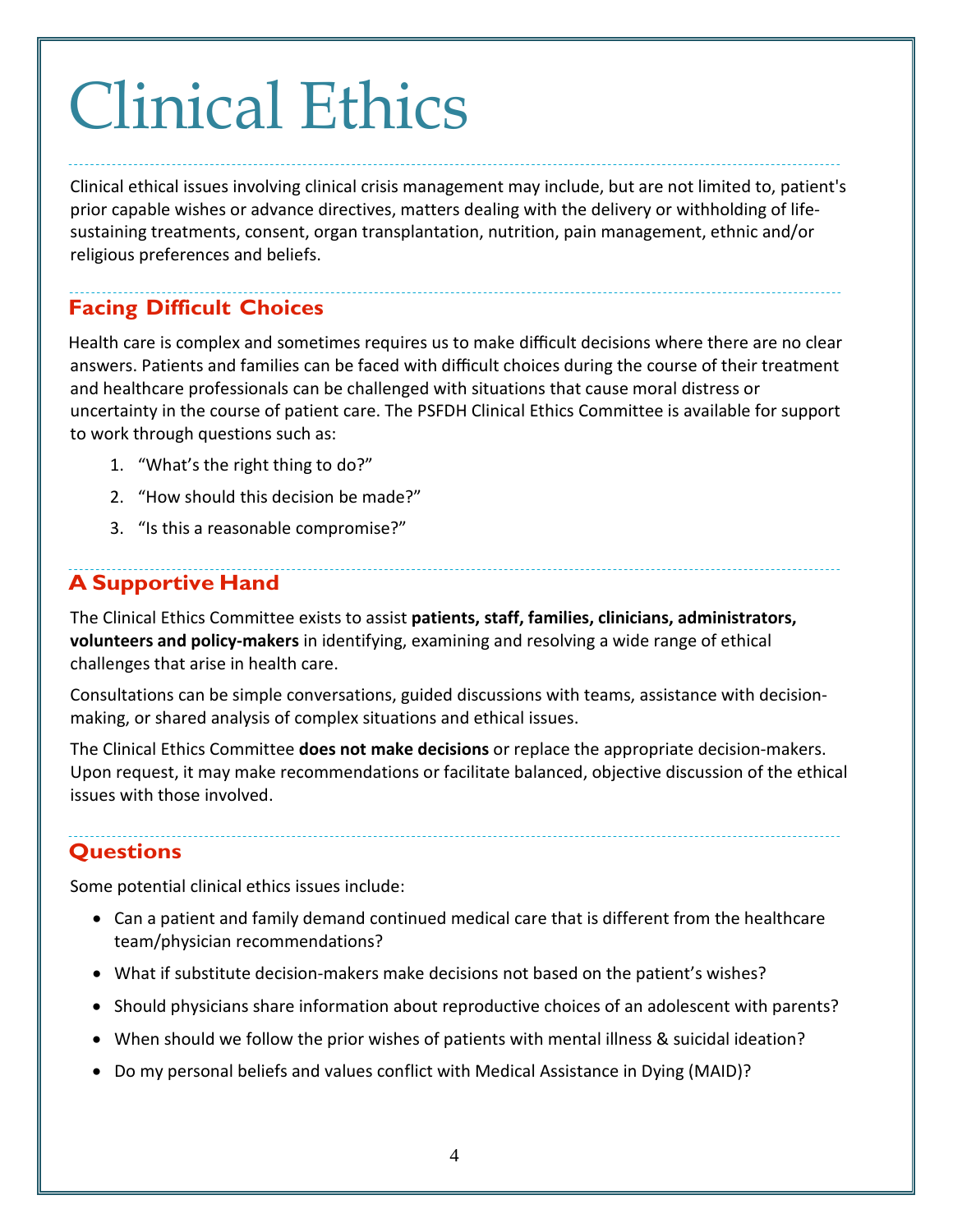# Clinical Ethics

Clinical ethical issues involving clinical crisis management may include, but are not limited to, patient's prior capable wishes or advance directives, matters dealing with the delivery or withholding of life-sustaining treatments, consent, organ transplantation, nutrition, pain management, ethnic and/or religious preferences and beliefs.

## Facing Difficult Choices

Health care is complex and sometimes requires us to make difficult decisions where there are no clear answers. Patients and families can be faced with difficult choices during the course of their treatment and healthcare professionals can be challenged with situations that cause moral distress or uncertainty in the course of patient care. The PSFDH Clinical Ethics Committee is available for support to work through questions such as:

1. "What's the right thing to do?"
2. "How should this decision be made?"
3. "Is this a reasonable compromise?"

## A Supportive Hand

The Clinical Ethics Committee exists to assist **patients, staff, families, clinicians, administrators, volunteers and policy-makers** in identifying, examining and resolving a wide range of ethical challenges that arise in health care.

Consultations can be simple conversations, guided discussions with teams, assistance with decision-making, or shared analysis of complex situations and ethical issues.

The Clinical Ethics Committee **does not make decisions** or replace the appropriate decision-makers. Upon request, it may make recommendations or facilitate balanced, objective discussion of the ethical issues with those involved.

## Questions

Some potential clinical ethics issues include:

- Can a patient and family demand continued medical care that is different from the healthcare team/physician recommendations?
- What if substitute decision-makers make decisions not based on the patient's wishes?
- Should physicians share information about reproductive choices of an adolescent with parents?
- When should we follow the prior wishes of patients with mental illness & suicidal ideation?
- Do my personal beliefs and values conflict with Medical Assistance in Dying (MAID)?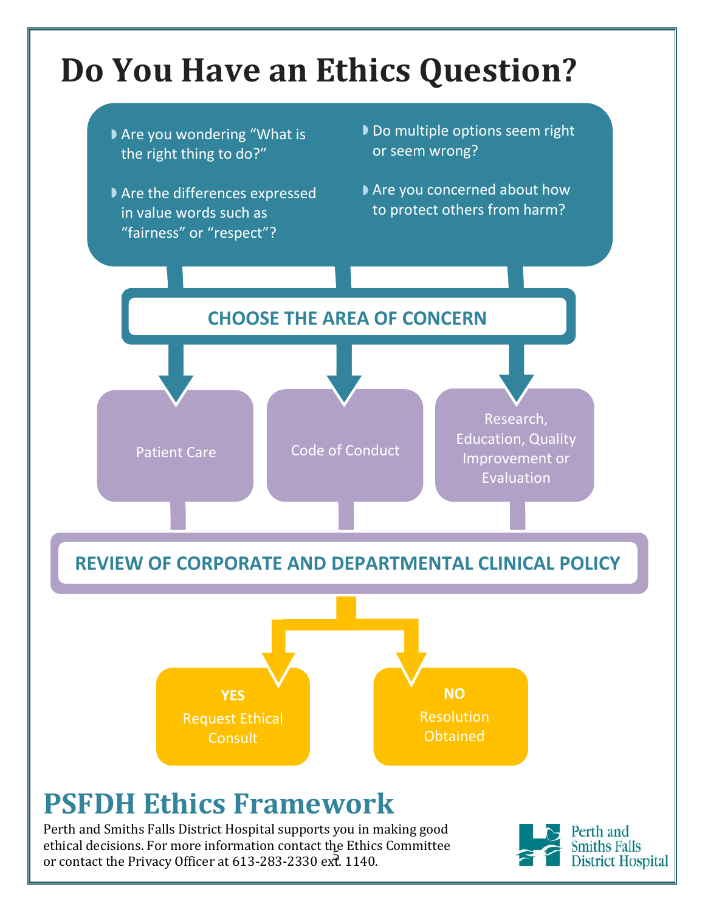# Do You Have an Ethics Question?

- Are you wondering "What is the right thing to do?"
- Are the differences expressed in value words such as "fairness" or "respect"?
- Do multiple options seem right or seem wrong?
- Are you concerned about how to protect others from harm?

**CHOOSE THE AREA OF CONCERN**

- Patient Care
- Code of Conduct
- Research, Education, Quality Improvement or Evaluation

**REVIEW OF CORPORATE AND DEPARTMENTAL CLINICAL POLICY**

- **YES** Request Ethical Consult
- **NO** Resolution Obtained

## PSFDH Ethics Framework

Perth and Smiths Falls District Hospital supports you in making good ethical decisions. For more information contact the Ethics Committee or contact the Privacy Officer at 613-283-2330 ext. 1140.

Perth and Smiths Falls District Hospital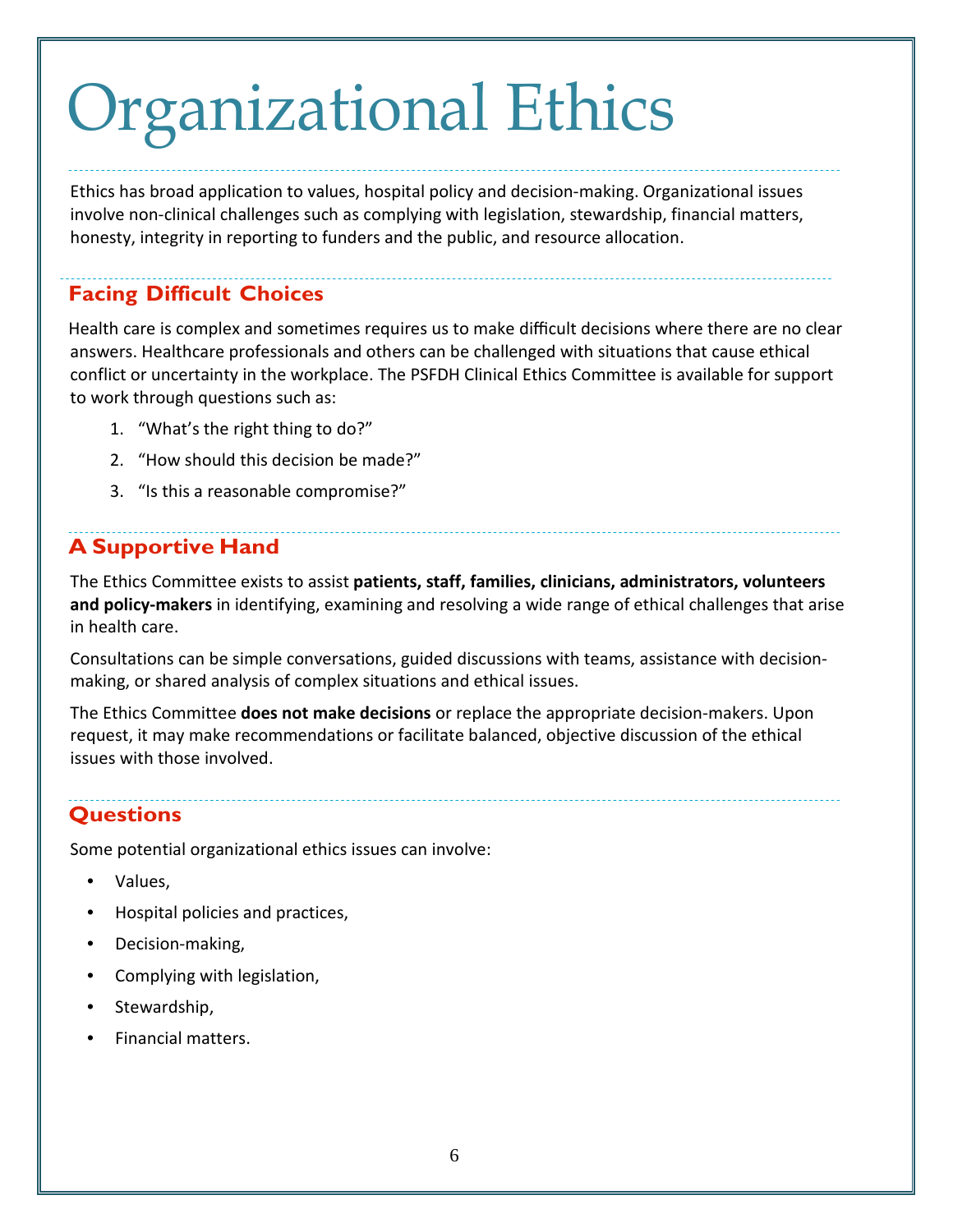# Organizational Ethics

Ethics has broad application to values, hospital policy and decision-making. Organizational issues involve non-clinical challenges such as complying with legislation, stewardship, financial matters, honesty, integrity in reporting to funders and the public, and resource allocation.

## Facing Difficult Choices

Health care is complex and sometimes requires us to make difficult decisions where there are no clear answers. Healthcare professionals and others can be challenged with situations that cause ethical conflict or uncertainty in the workplace. The PSFDH Clinical Ethics Committee is available for support to work through questions such as:

1. "What's the right thing to do?"
2. "How should this decision be made?"
3. "Is this a reasonable compromise?"

## A Supportive Hand

The Ethics Committee exists to assist **patients, staff, families, clinicians, administrators, volunteers and policy-makers** in identifying, examining and resolving a wide range of ethical challenges that arise in health care.

Consultations can be simple conversations, guided discussions with teams, assistance with decision-making, or shared analysis of complex situations and ethical issues.

The Ethics Committee **does not make decisions** or replace the appropriate decision-makers. Upon request, it may make recommendations or facilitate balanced, objective discussion of the ethical issues with those involved.

## Questions

Some potential organizational ethics issues can involve:

- Values,
- Hospital policies and practices,
- Decision-making,
- Complying with legislation,
- Stewardship,
- Financial matters.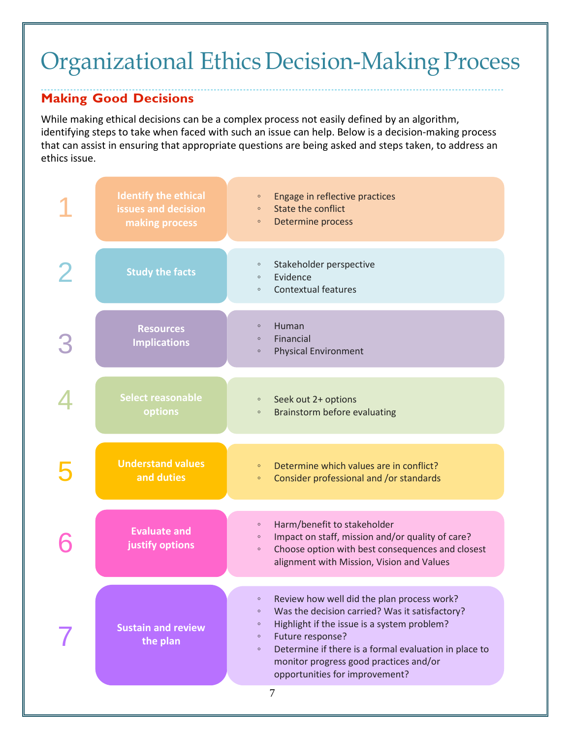# Organizational Ethics Decision-Making Process

## Making Good Decisions

While making ethical decisions can be a complex process not easily defined by an algorithm, identifying steps to take when faced with such an issue can help. Below is a decision-making process that can assist in ensuring that appropriate questions are being asked and steps taken, to address an ethics issue.

| | Step | Details |
|---|---|---|
| 1 | **Identify the ethical issues and decision making process** | ◦ Engage in reflective practices<br>◦ State the conflict<br>◦ Determine process |
| 2 | **Study the facts** | ◦ Stakeholder perspective<br>◦ Evidence<br>◦ Contextual features |
| 3 | **Resources Implications** | ◦ Human<br>◦ Financial<br>◦ Physical Environment |
| 4 | **Select reasonable options** | ◦ Seek out 2+ options<br>◦ Brainstorm before evaluating |
| 5 | **Understand values and duties** | ◦ Determine which values are in conflict?<br>◦ Consider professional and /or standards |
| 6 | **Evaluate and justify options** | ◦ Harm/benefit to stakeholder<br>◦ Impact on staff, mission and/or quality of care?<br>◦ Choose option with best consequences and closest alignment with Mission, Vision and Values |
| 7 | **Sustain and review the plan** | ◦ Review how well did the plan process work?<br>◦ Was the decision carried? Was it satisfactory?<br>◦ Highlight if the issue is a system problem?<br>◦ Future response?<br>◦ Determine if there is a formal evaluation in place to monitor progress good practices and/or opportunities for improvement? |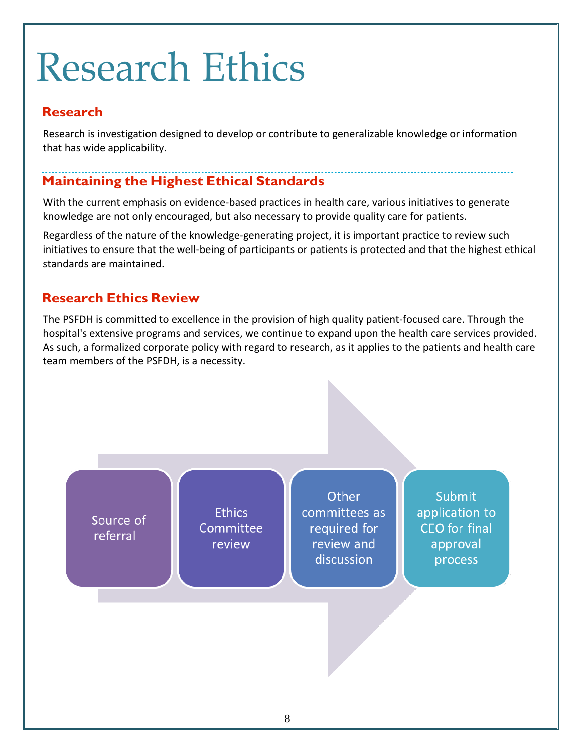# Research Ethics

## Research

Research is investigation designed to develop or contribute to generalizable knowledge or information that has wide applicability.

## Maintaining the Highest Ethical Standards

With the current emphasis on evidence-based practices in health care, various initiatives to generate knowledge are not only encouraged, but also necessary to provide quality care for patients.

Regardless of the nature of the knowledge-generating project, it is important practice to review such initiatives to ensure that the well-being of participants or patients is protected and that the highest ethical standards are maintained.

## Research Ethics Review

The PSFDH is committed to excellence in the provision of high quality patient-focused care. Through the hospital's extensive programs and services, we continue to expand upon the health care services provided. As such, a formalized corporate policy with regard to research, as it applies to the patients and health care team members of the PSFDH, is a necessity.

1. Source of referral
2. Ethics Committee review
3. Other committees as required for review and discussion
4. Submit application to CEO for final approval process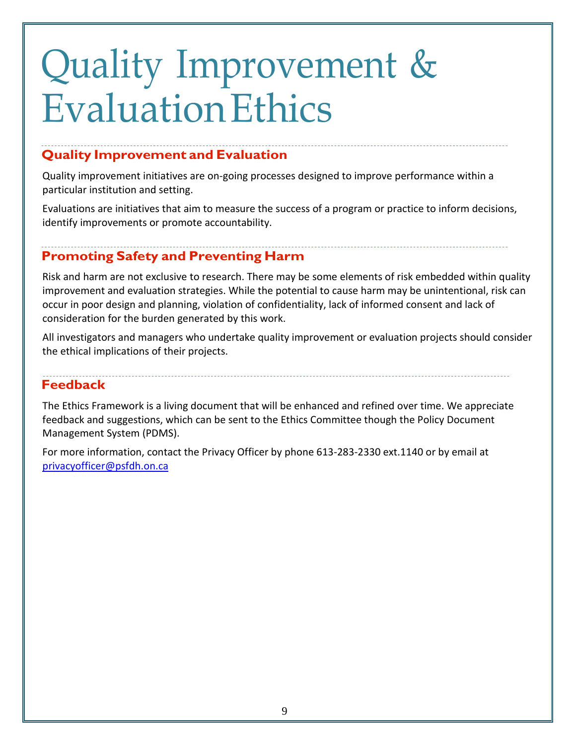# Quality Improvement & Evaluation Ethics

## Quality Improvement and Evaluation

Quality improvement initiatives are on-going processes designed to improve performance within a particular institution and setting.

Evaluations are initiatives that aim to measure the success of a program or practice to inform decisions, identify improvements or promote accountability.

## Promoting Safety and Preventing Harm

Risk and harm are not exclusive to research. There may be some elements of risk embedded within quality improvement and evaluation strategies. While the potential to cause harm may be unintentional, risk can occur in poor design and planning, violation of confidentiality, lack of informed consent and lack of consideration for the burden generated by this work.

All investigators and managers who undertake quality improvement or evaluation projects should consider the ethical implications of their projects.

## Feedback

The Ethics Framework is a living document that will be enhanced and refined over time. We appreciate feedback and suggestions, which can be sent to the Ethics Committee though the Policy Document Management System (PDMS).

For more information, contact the Privacy Officer by phone 613-283-2330 ext.1140 or by email at privacyofficer@psfdh.on.ca